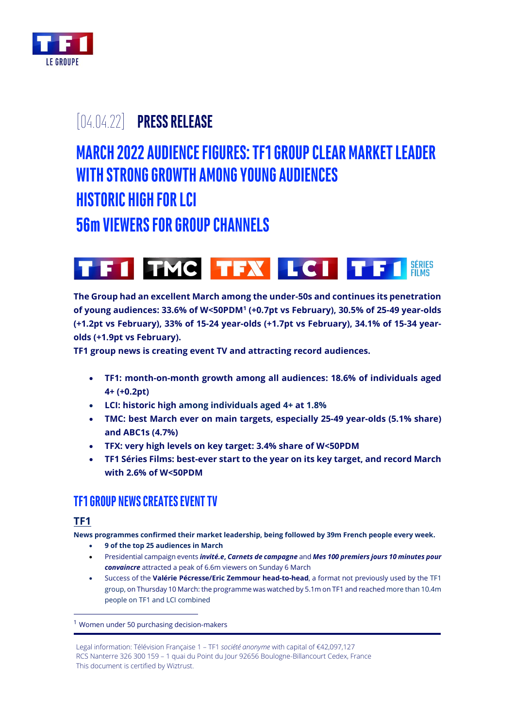[04.04.22] **PRESS RELEASE**

# MARCH 2022 AUDIENCE FIGURES: TF1 GROUP CLEAR MARKET LEADER WITH STRONG GROWTH AMONG YOUNG AUDIENCES
# HISTORIC HIGH FOR LCI
# 56m VIEWERS FOR GROUP CHANNELS

**The Group had an excellent March among the under-50s and continues its penetration of young audiences: 33.6% of W<50PDM[1] (+0.7pt vs February), 30.5% of 25-49 year-olds (+1.2pt vs February), 33% of 15-24 year-olds (+1.7pt vs February), 34.1% of 15-34 year-olds (+1.9pt vs February).**
**TF1 group news is creating event TV and attracting record audiences.**

- **TF1: month-on-month growth among all audiences: 18.6% of individuals aged 4+ (+0.2pt)**
- **LCI: historic high among individuals aged 4+ at 1.8%**
- **TMC: best March ever on main targets, especially 25-49 year-olds (5.1% share) and ABC1s (4.7%)**
- **TFX: very high levels on key target: 3.4% share of W<50PDM**
- **TF1 Séries Films: best-ever start to the year on its key target, and record March with 2.6% of W<50PDM**

## TF1 GROUP NEWS CREATES EVENT TV

### TF1

**News programmes confirmed their market leadership, being followed by 39m French people every week.**

- **9 of the top 25 audiences in March**
- Presidential campaign events ***invité.e*, *Carnets de campagne*** and ***Mes 100 premiers jours 10 minutes pour convaincre*** attracted a peak of 6.6m viewers on Sunday 6 March
- Success of the **Valérie Pécresse/Eric Zemmour head-to-head**, a format not previously used by the TF1 group, on Thursday 10 March: the programme was watched by 5.1m on TF1 and reached more than 10.4m people on TF1 and LCI combined

[1] Women under 50 purchasing decision-makers

Legal information: Télévision Française 1 – TF1 *société anonyme* with capital of €42,097,127
RCS Nanterre 326 300 159 – 1 quai du Point du Jour 92656 Boulogne-Billancourt Cedex, France
This document is certified by Wiztrust.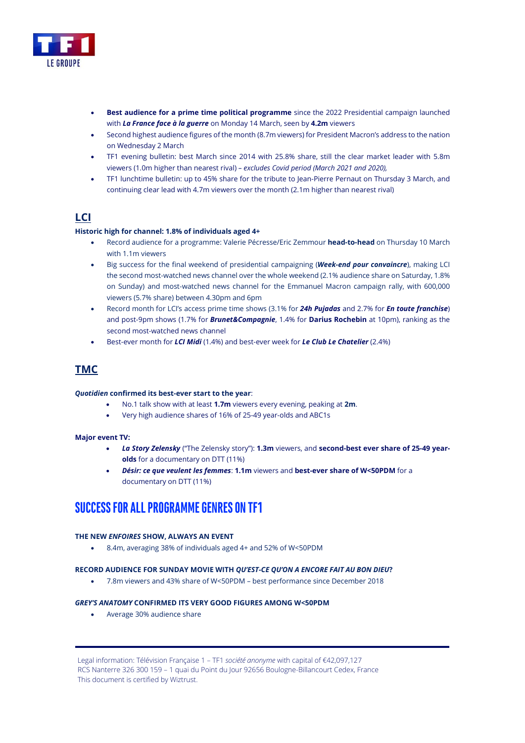- **Best audience for a prime time political programme** since the 2022 Presidential campaign launched with ***La France face à la guerre*** on Monday 14 March, seen by **4.2m** viewers
- Second highest audience figures of the month (8.7m viewers) for President Macron's address to the nation on Wednesday 2 March
- TF1 evening bulletin: best March since 2014 with 25.8% share, still the clear market leader with 5.8m viewers (1.0m higher than nearest rival) – *excludes Covid period (March 2021 and 2020),*
- TF1 lunchtime bulletin: up to 45% share for the tribute to Jean-Pierre Pernaut on Thursday 3 March, and continuing clear lead with 4.7m viewers over the month (2.1m higher than nearest rival)

## LCI

**Historic high for channel: 1.8% of individuals aged 4+**

- Record audience for a programme: Valerie Pécresse/Eric Zemmour **head-to-head** on Thursday 10 March with 1.1m viewers
- Big success for the final weekend of presidential campaigning (***Week-end pour convaincre***), making LCI the second most-watched news channel over the whole weekend (2.1% audience share on Saturday, 1.8% on Sunday) and most-watched news channel for the Emmanuel Macron campaign rally, with 600,000 viewers (5.7% share) between 4.30pm and 6pm
- Record month for LCI's access prime time shows (3.1% for ***24h Pujadas*** and 2.7% for ***En toute franchise***) and post-9pm shows (1.7% for ***Brunet&Compagnie***, 1.4% for **Darius Rochebin** at 10pm), ranking as the second most-watched news channel
- Best-ever month for ***LCI Midi*** (1.4%) and best-ever week for ***Le Club Le Chatelier*** (2.4%)

## TMC

***Quotidien*** **confirmed its best-ever start to the year**:

- No.1 talk show with at least **1.7m** viewers every evening, peaking at **2m**.
- Very high audience shares of 16% of 25-49 year-olds and ABC1s

**Major event TV:**

- ***La Story Zelensky*** ("The Zelensky story"): **1.3m** viewers, and **second-best ever share of 25-49 year-olds** for a documentary on DTT (11%)
- ***Désir: ce que veulent les femmes***: **1.1m** viewers and **best-ever share of W<50PDM** for a documentary on DTT (11%)

# SUCCESS FOR ALL PROGRAMME GENRES ON TF1

**THE NEW *ENFOIRES* SHOW, ALWAYS AN EVENT**

- 8.4m, averaging 38% of individuals aged 4+ and 52% of W<50PDM

**RECORD AUDIENCE FOR SUNDAY MOVIE WITH *QU'EST-CE QU'ON A ENCORE FAIT AU BON DIEU*?**

- 7.8m viewers and 43% share of W<50PDM – best performance since December 2018

***GREY'S ANATOMY*** **CONFIRMED ITS VERY GOOD FIGURES AMONG W<50PDM**

- Average 30% audience share

Legal information: Télévision Française 1 – TF1 *société anonyme* with capital of €42,097,127
RCS Nanterre 326 300 159 – 1 quai du Point du Jour 92656 Boulogne-Billancourt Cedex, France
This document is certified by Wiztrust.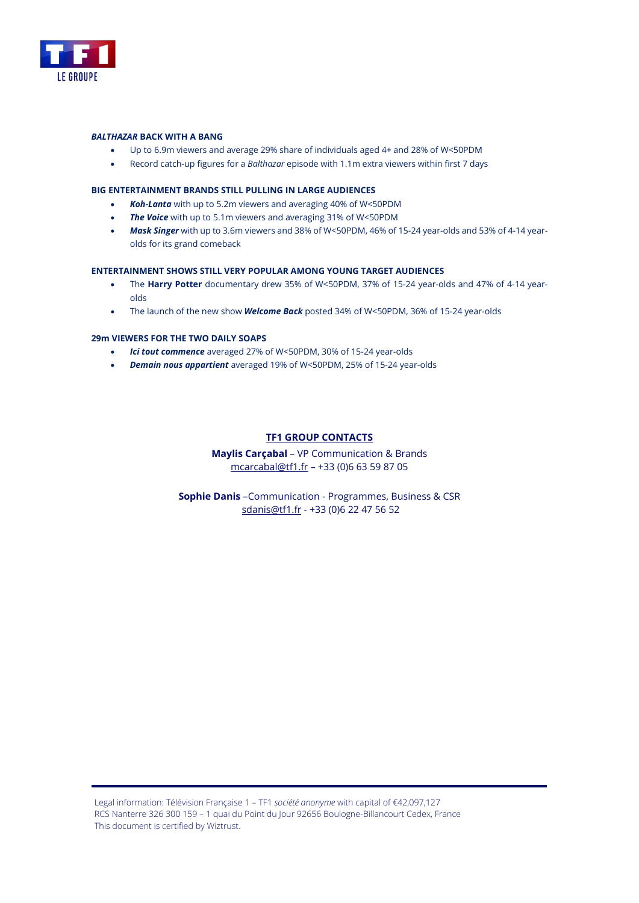### *BALTHAZAR* BACK WITH A BANG

- Up to 6.9m viewers and average 29% share of individuals aged 4+ and 28% of W<50PDM
- Record catch-up figures for a *Balthazar* episode with 1.1m extra viewers within first 7 days

### BIG ENTERTAINMENT BRANDS STILL PULLING IN LARGE AUDIENCES

- ***Koh-Lanta*** with up to 5.2m viewers and averaging 40% of W<50PDM
- ***The Voice*** with up to 5.1m viewers and averaging 31% of W<50PDM
- ***Mask Singer*** with up to 3.6m viewers and 38% of W<50PDM, 46% of 15-24 year-olds and 53% of 4-14 year-olds for its grand comeback

### ENTERTAINMENT SHOWS STILL VERY POPULAR AMONG YOUNG TARGET AUDIENCES

- The **Harry Potter** documentary drew 35% of W<50PDM, 37% of 15-24 year-olds and 47% of 4-14 year-olds
- The launch of the new show ***Welcome Back*** posted 34% of W<50PDM, 36% of 15-24 year-olds

### 29m VIEWERS FOR THE TWO DAILY SOAPS

- ***Ici tout commence*** averaged 27% of W<50PDM, 30% of 15-24 year-olds
- ***Demain nous appartient*** averaged 19% of W<50PDM, 25% of 15-24 year-olds

**TF1 GROUP CONTACTS**

**Maylis Carçabal** – VP Communication & Brands
mcarcabal@tf1.fr – +33 (0)6 63 59 87 05

**Sophie Danis** –Communication - Programmes, Business & CSR
sdanis@tf1.fr - +33 (0)6 22 47 56 52

Legal information: Télévision Française 1 – TF1 *société anonyme* with capital of €42,097,127
RCS Nanterre 326 300 159 – 1 quai du Point du Jour 92656 Boulogne-Billancourt Cedex, France
This document is certified by Wiztrust.